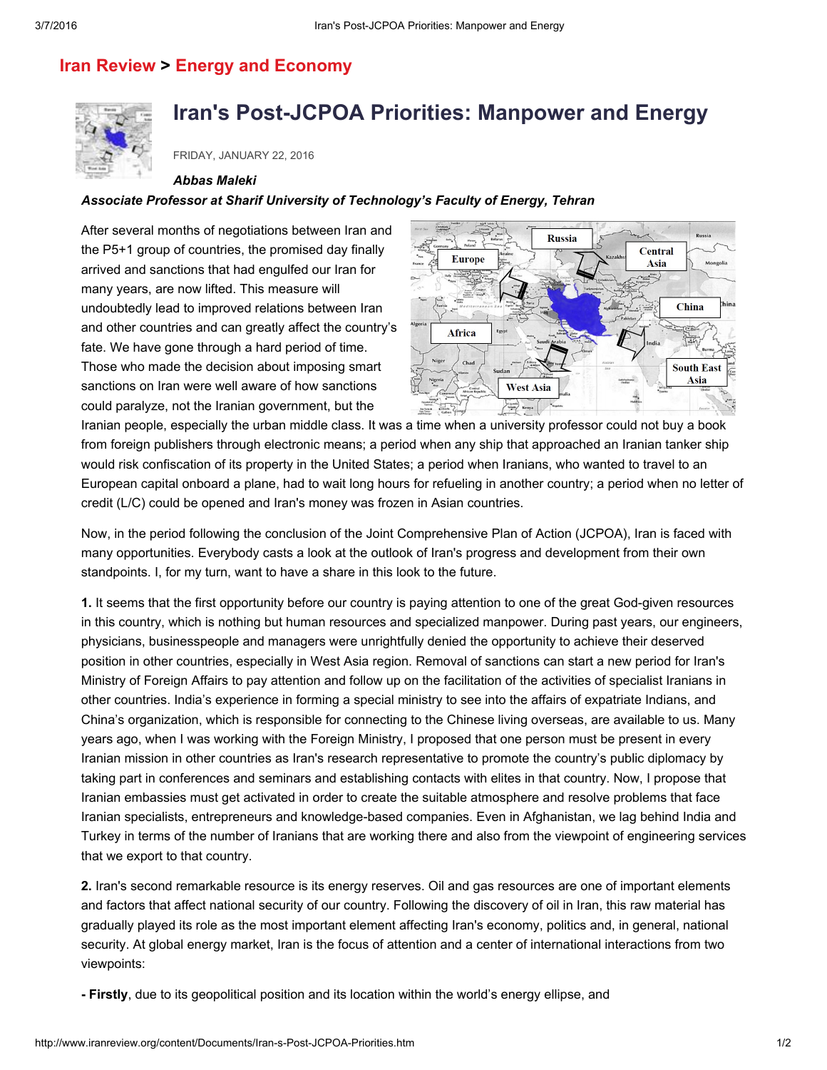Iran Review > Energy and Economy

# Iran's Post-JCPOA Priorities: Manpower and Energy

FRIDAY, JANUARY 22, 2016

***Abbas Maleki***

***Associate Professor at Sharif University of Technology's Faculty of Energy, Tehran***

After several months of negotiations between Iran and the P5+1 group of countries, the promised day finally arrived and sanctions that had engulfed our Iran for many years, are now lifted. This measure will undoubtedly lead to improved relations between Iran and other countries and can greatly affect the country's fate. We have gone through a hard period of time. Those who made the decision about imposing smart sanctions on Iran were well aware of how sanctions could paralyze, not the Iranian government, but the Iranian people, especially the urban middle class. It was a time when a university professor could not buy a book from foreign publishers through electronic means; a period when any ship that approached an Iranian tanker ship would risk confiscation of its property in the United States; a period when Iranians, who wanted to travel to an European capital onboard a plane, had to wait long hours for refueling in another country; a period when no letter of credit (L/C) could be opened and Iran's money was frozen in Asian countries.

Now, in the period following the conclusion of the Joint Comprehensive Plan of Action (JCPOA), Iran is faced with many opportunities. Everybody casts a look at the outlook of Iran's progress and development from their own standpoints. I, for my turn, want to have a share in this look to the future.

**1.** It seems that the first opportunity before our country is paying attention to one of the great God-given resources in this country, which is nothing but human resources and specialized manpower. During past years, our engineers, physicians, businesspeople and managers were unrightfully denied the opportunity to achieve their deserved position in other countries, especially in West Asia region. Removal of sanctions can start a new period for Iran's Ministry of Foreign Affairs to pay attention and follow up on the facilitation of the activities of specialist Iranians in other countries. India's experience in forming a special ministry to see into the affairs of expatriate Indians, and China's organization, which is responsible for connecting to the Chinese living overseas, are available to us. Many years ago, when I was working with the Foreign Ministry, I proposed that one person must be present in every Iranian mission in other countries as Iran's research representative to promote the country's public diplomacy by taking part in conferences and seminars and establishing contacts with elites in that country. Now, I propose that Iranian embassies must get activated in order to create the suitable atmosphere and resolve problems that face Iranian specialists, entrepreneurs and knowledge-based companies. Even in Afghanistan, we lag behind India and Turkey in terms of the number of Iranians that are working there and also from the viewpoint of engineering services that we export to that country.

**2.** Iran's second remarkable resource is its energy reserves. Oil and gas resources are one of important elements and factors that affect national security of our country. Following the discovery of oil in Iran, this raw material has gradually played its role as the most important element affecting Iran's economy, politics and, in general, national security. At global energy market, Iran is the focus of attention and a center of international interactions from two viewpoints:

**- Firstly**, due to its geopolitical position and its location within the world's energy ellipse, and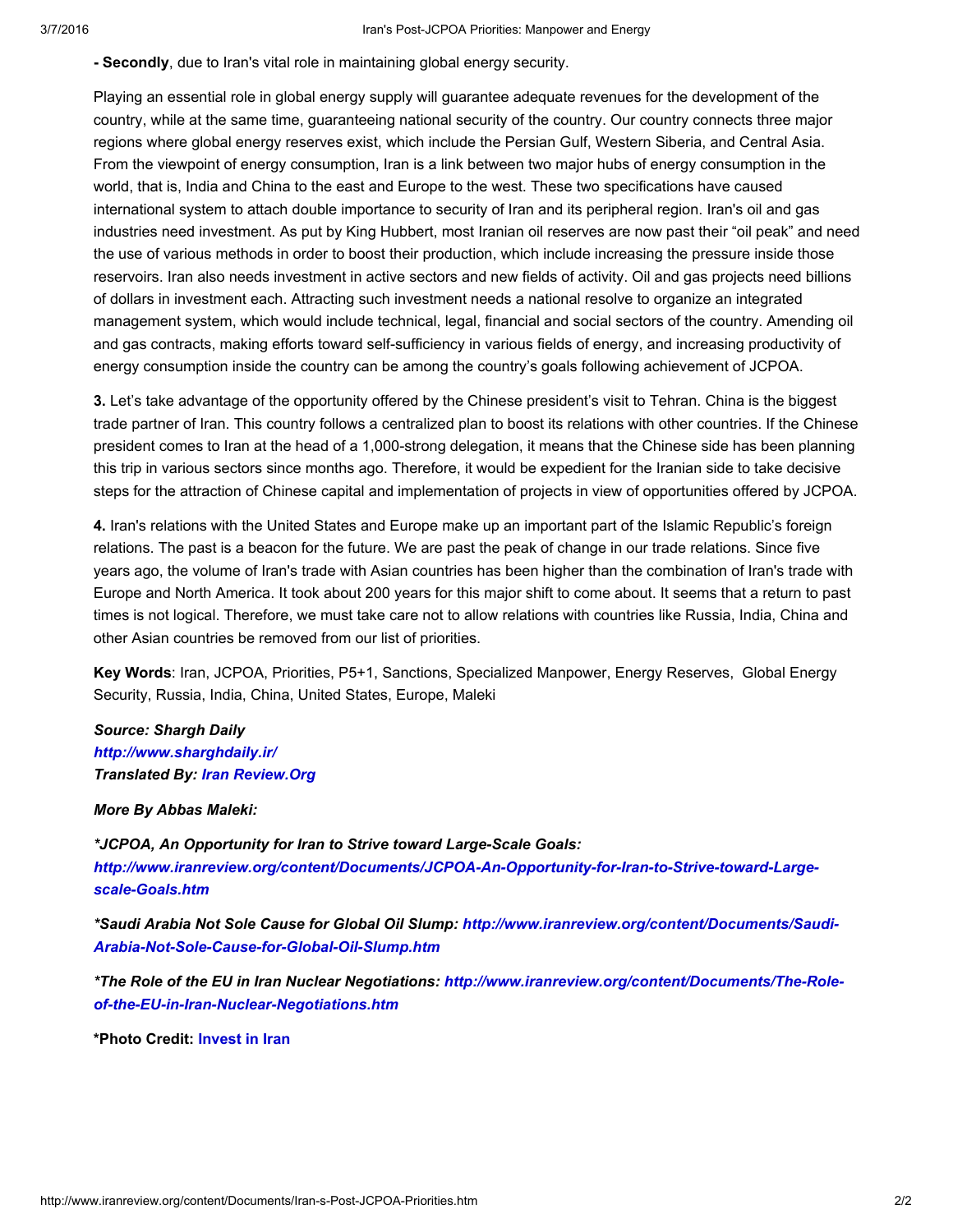**- Secondly**, due to Iran's vital role in maintaining global energy security.

Playing an essential role in global energy supply will guarantee adequate revenues for the development of the country, while at the same time, guaranteeing national security of the country. Our country connects three major regions where global energy reserves exist, which include the Persian Gulf, Western Siberia, and Central Asia. From the viewpoint of energy consumption, Iran is a link between two major hubs of energy consumption in the world, that is, India and China to the east and Europe to the west. These two specifications have caused international system to attach double importance to security of Iran and its peripheral region. Iran's oil and gas industries need investment. As put by King Hubbert, most Iranian oil reserves are now past their "oil peak" and need the use of various methods in order to boost their production, which include increasing the pressure inside those reservoirs. Iran also needs investment in active sectors and new fields of activity. Oil and gas projects need billions of dollars in investment each. Attracting such investment needs a national resolve to organize an integrated management system, which would include technical, legal, financial and social sectors of the country. Amending oil and gas contracts, making efforts toward self-sufficiency in various fields of energy, and increasing productivity of energy consumption inside the country can be among the country's goals following achievement of JCPOA.

**3.** Let's take advantage of the opportunity offered by the Chinese president's visit to Tehran. China is the biggest trade partner of Iran. This country follows a centralized plan to boost its relations with other countries. If the Chinese president comes to Iran at the head of a 1,000-strong delegation, it means that the Chinese side has been planning this trip in various sectors since months ago. Therefore, it would be expedient for the Iranian side to take decisive steps for the attraction of Chinese capital and implementation of projects in view of opportunities offered by JCPOA.

**4.** Iran's relations with the United States and Europe make up an important part of the Islamic Republic's foreign relations. The past is a beacon for the future. We are past the peak of change in our trade relations. Since five years ago, the volume of Iran's trade with Asian countries has been higher than the combination of Iran's trade with Europe and North America. It took about 200 years for this major shift to come about. It seems that a return to past times is not logical. Therefore, we must take care not to allow relations with countries like Russia, India, China and other Asian countries be removed from our list of priorities.

**Key Words**: Iran, JCPOA, Priorities, P5+1, Sanctions, Specialized Manpower, Energy Reserves, Global Energy Security, Russia, India, China, United States, Europe, Maleki

***Source: Shargh Daily***
***http://www.sharghdaily.ir/***
***Translated By: Iran Review.Org***

***More By Abbas Maleki:***

***\*JCPOA, An Opportunity for Iran to Strive toward Large-Scale Goals: http://www.iranreview.org/content/Documents/JCPOA-An-Opportunity-for-Iran-to-Strive-toward-Large-scale-Goals.htm***

***\*Saudi Arabia Not Sole Cause for Global Oil Slump: http://www.iranreview.org/content/Documents/Saudi-Arabia-Not-Sole-Cause-for-Global-Oil-Slump.htm***

***\*The Role of the EU in Iran Nuclear Negotiations: http://www.iranreview.org/content/Documents/The-Role-of-the-EU-in-Iran-Nuclear-Negotiations.htm***

**\*Photo Credit: Invest in Iran**